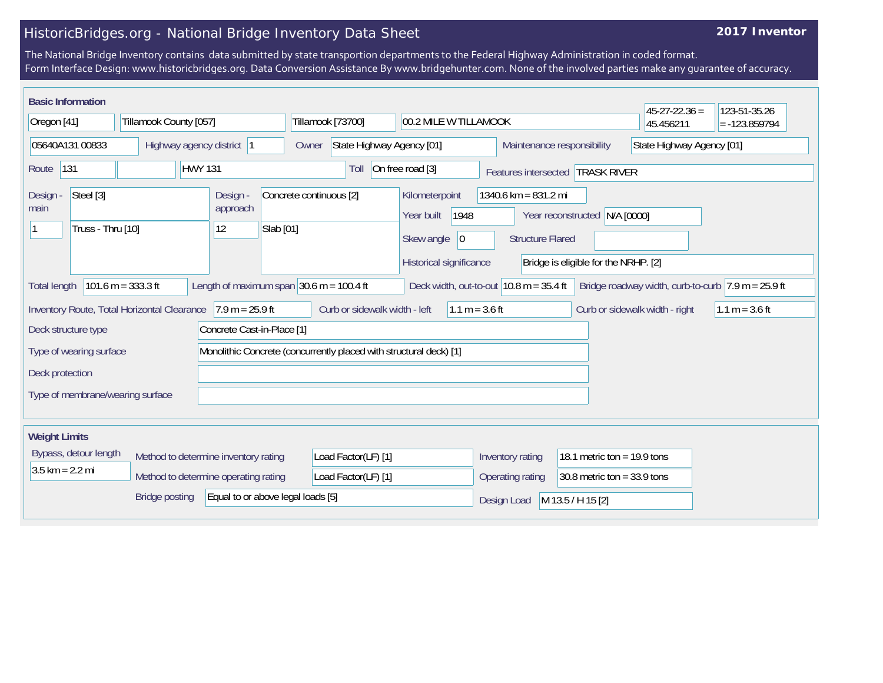# HistoricBridges.org - National Bridge Inventory Data Sheet

**2017 Inventor**

The National Bridge Inventory contains data submitted by state transportion departments to the Federal Highway Administration in coded format.
Form Interface Design: www.historicbridges.org. Data Conversion Assistance By www.bridgehunter.com. None of the involved parties make any guarantee of accuracy.

## Basic Information

| | |
|---|---|
| State | Oregon [41] |
| County | Tillamook County [057] |
| Place | Tillamook [73700] |
| Location | 00.2 MILE W TILLAMOOK |
| Latitude | 45-27-22.36 = 45.456211 |
| Longitude | 123-51-35.26 = -123.859794 |
| Structure Number | 05640A131 00833 |
| Highway agency district | 1 |
| Owner | State Highway Agency [01] |
| Maintenance responsibility | State Highway Agency [01] |
| Route | 131 |
| Facility | HWY 131 |
| Toll | On free road [3] |
| Features intersected | TRASK RIVER |
| Design - main | Steel [3] |
| Number of main spans | 1 |
| Main span type | Truss - Thru [10] |
| Design - approach | Concrete continuous [2] |
| Number of approach spans | 12 |
| Approach span type | Slab [01] |
| Kilometerpoint | 1340.6 km = 831.2 mi |
| Year built | 1948 |
| Year reconstructed | N/A [0000] |
| Skew angle | 0 |
| Structure Flared | |
| Historical significance | Bridge is eligible for the NRHP. [2] |
| Total length | 101.6 m = 333.3 ft |
| Length of maximum span | 30.6 m = 100.4 ft |
| Deck width, out-to-out | 10.8 m = 35.4 ft |
| Bridge roadway width, curb-to-curb | 7.9 m = 25.9 ft |
| Inventory Route, Total Horizontal Clearance | 7.9 m = 25.9 ft |
| Curb or sidewalk width - left | 1.1 m = 3.6 ft |
| Curb or sidewalk width - right | 1.1 m = 3.6 ft |
| Deck structure type | Concrete Cast-in-Place [1] |
| Type of wearing surface | Monolithic Concrete (concurrently placed with structural deck) [1] |
| Deck protection | |
| Type of membrane/wearing surface | |

## Weight Limits

| | |
|---|---|
| Bypass, detour length | 3.5 km = 2.2 mi |
| Method to determine inventory rating | Load Factor(LF) [1] |
| Method to determine operating rating | Load Factor(LF) [1] |
| Bridge posting | Equal to or above legal loads [5] |
| Inventory rating | 18.1 metric ton = 19.9 tons |
| Operating rating | 30.8 metric ton = 33.9 tons |
| Design Load | M 13.5 / H 15 [2] |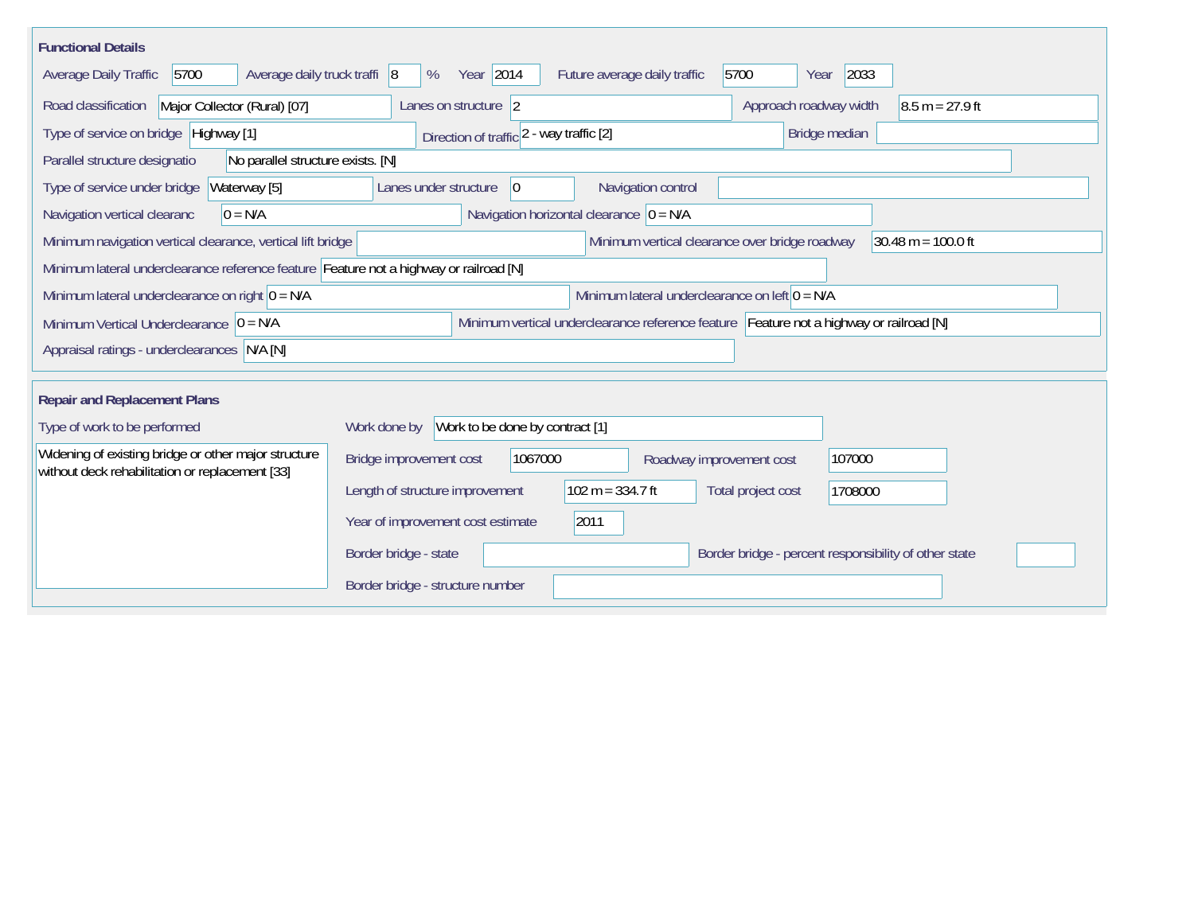## Functional Details

| Field | Value |
| --- | --- |
| Average Daily Traffic | 5700 |
| Average daily truck traffi | 8 % |
| Year | 2014 |
| Future average daily traffic | 5700 |
| Year | 2033 |
| Road classification | Major Collector (Rural) [07] |
| Lanes on structure | 2 |
| Approach roadway width | 8.5 m = 27.9 ft |
| Type of service on bridge | Highway [1] |
| Direction of traffic | 2 - way traffic [2] |
| Bridge median | |
| Parallel structure designatio | No parallel structure exists. [N] |
| Type of service under bridge | Waterway [5] |
| Lanes under structure | 0 |
| Navigation control | |
| Navigation vertical clearanc | 0 = N/A |
| Navigation horizontal clearance | 0 = N/A |
| Minimum navigation vertical clearance, vertical lift bridge | |
| Minimum vertical clearance over bridge roadway | 30.48 m = 100.0 ft |
| Minimum lateral underclearance reference feature | Feature not a highway or railroad [N] |
| Minimum lateral underclearance on right | 0 = N/A |
| Minimum lateral underclearance on left | 0 = N/A |
| Minimum Vertical Underclearance | 0 = N/A |
| Minimum vertical underclearance reference feature | Feature not a highway or railroad [N] |
| Appraisal ratings - underclearances | N/A [N] |

## Repair and Replacement Plans

| Field | Value |
| --- | --- |
| Type of work to be performed | Widening of existing bridge or other major structure without deck rehabilitation or replacement [33] |
| Work done by | Work to be done by contract [1] |
| Bridge improvement cost | 1067000 |
| Roadway improvement cost | 107000 |
| Length of structure improvement | 102 m = 334.7 ft |
| Total project cost | 1708000 |
| Year of improvement cost estimate | 2011 |
| Border bridge - state | |
| Border bridge - percent responsibility of other state | |
| Border bridge - structure number | |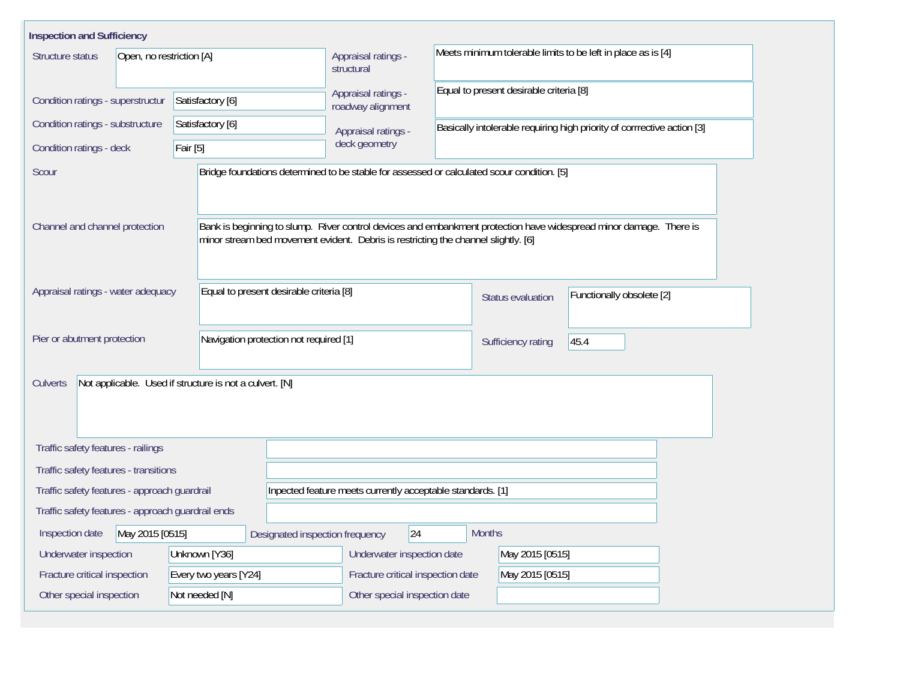## Inspection and Sufficiency

| | |
|---|---|
| Structure status | Open, no restriction [A] |
| Appraisal ratings - structural | Meets minimum tolerable limits to be left in place as is [4] |
| Condition ratings - superstructur | Satisfactory [6] |
| Appraisal ratings - roadway alignment | Equal to present desirable criteria [8] |
| Condition ratings - substructure | Satisfactory [6] |
| Appraisal ratings - deck geometry | Basically intolerable requiring high priority of corrrective action [3] |
| Condition ratings - deck | Fair [5] |
| Scour | Bridge foundations determined to be stable for assessed or calculated scour condition. [5] |
| Channel and channel protection | Bank is beginning to slump. River control devices and embankment protection have widespread minor damage. There is minor stream bed movement evident. Debris is restricting the channel slightly. [6] |
| Appraisal ratings - water adequacy | Equal to present desirable criteria [8] |
| Status evaluation | Functionally obsolete [2] |
| Pier or abutment protection | Navigation protection not required [1] |
| Sufficiency rating | 45.4 |
| Culverts | Not applicable. Used if structure is not a culvert. [N] |
| Traffic safety features - railings | |
| Traffic safety features - transitions | |
| Traffic safety features - approach guardrail | Inpected feature meets currently acceptable standards. [1] |
| Traffic safety features - approach guardrail ends | |
| Inspection date | May 2015 [0515] |
| Designated inspection frequency | 24 Months |
| Underwater inspection | Unknown [Y36] |
| Underwater inspection date | May 2015 [0515] |
| Fracture critical inspection | Every two years [Y24] |
| Fracture critical inspection date | May 2015 [0515] |
| Other special inspection | Not needed [N] |
| Other special inspection date | |